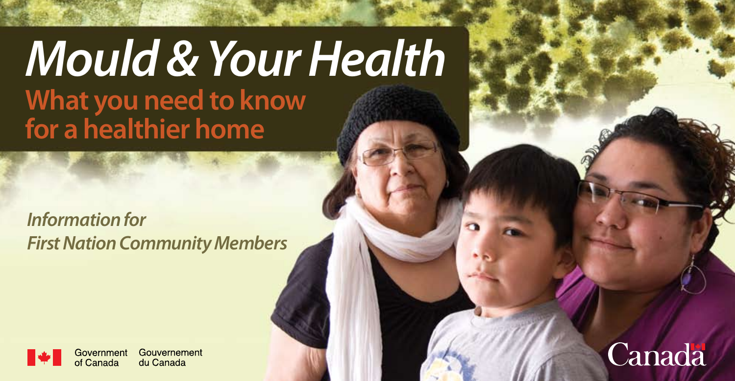# *Mould & Your Health*

## What you need to know for a healthier home

***Information for First Nation Community Members***

Government of Canada Gouvernement du Canada

Canada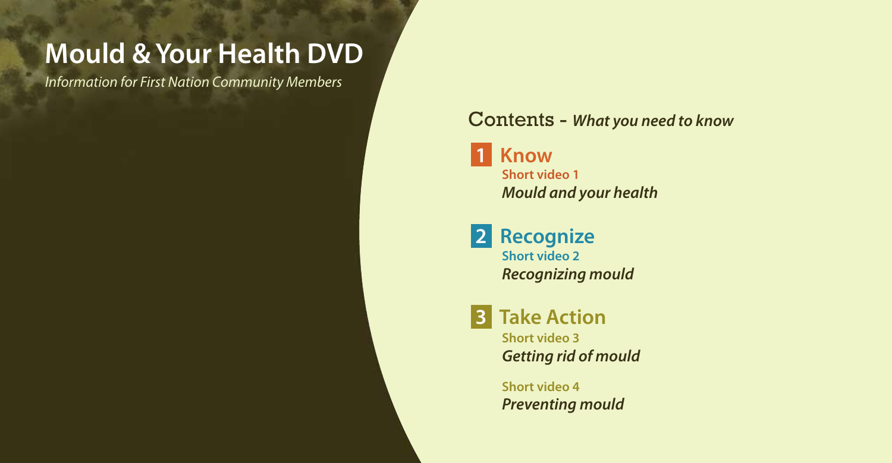# Mould & Your Health DVD

*Information for First Nation Community Members*

## Contents - *What you need to know*

### 1 Know

**Short video 1**
***Mould and your health***

### 2 Recognize

**Short video 2**
***Recognizing mould***

### 3 Take Action

**Short video 3**
***Getting rid of mould***

**Short video 4**
***Preventing mould***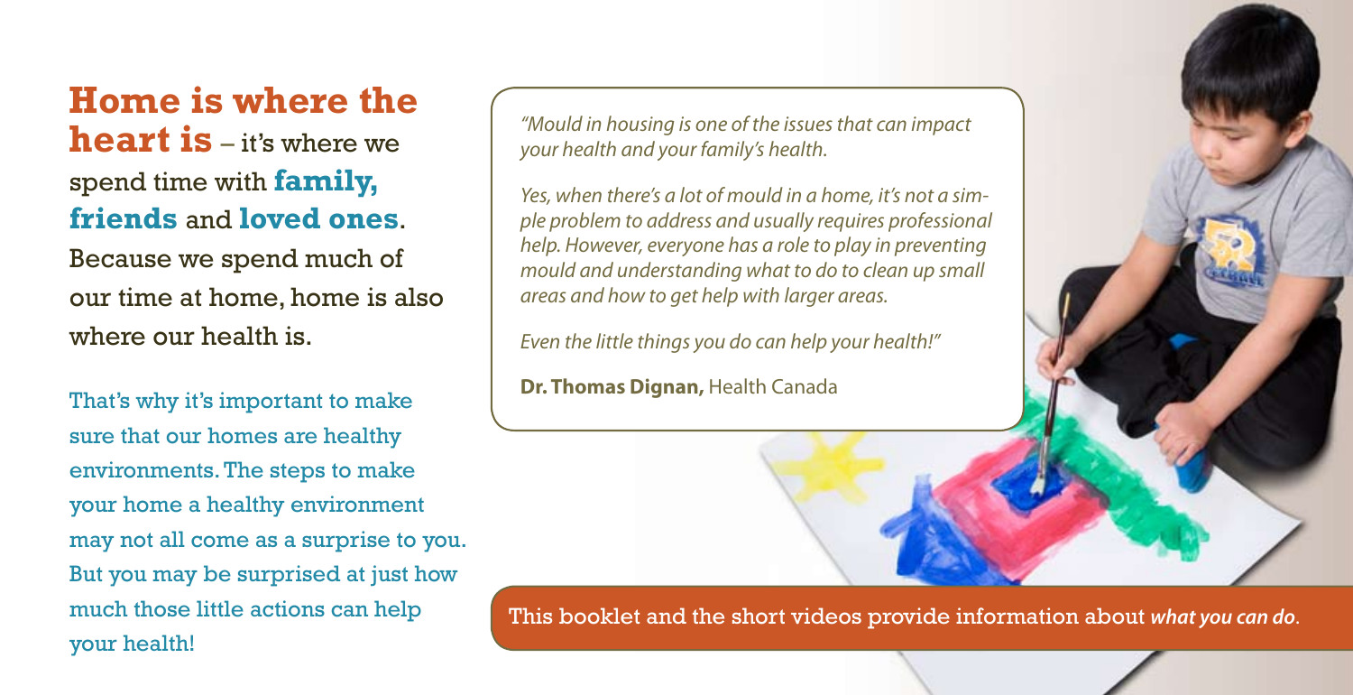**Home is where the heart is** – it's where we spend time with **family, friends** and **loved ones**. Because we spend much of our time at home, home is also where our health is.

That's why it's important to make sure that our homes are healthy environments. The steps to make your home a healthy environment may not all come as a surprise to you. But you may be surprised at just how much those little actions can help your health!

*"Mould in housing is one of the issues that can impact your health and your family's health.*

*Yes, when there's a lot of mould in a home, it's not a simple problem to address and usually requires professional help. However, everyone has a role to play in preventing mould and understanding what to do to clean up small areas and how to get help with larger areas.*

*Even the little things you do can help your health!"*

**Dr. Thomas Dignan,** Health Canada

This booklet and the short videos provide information about ***what you can do***.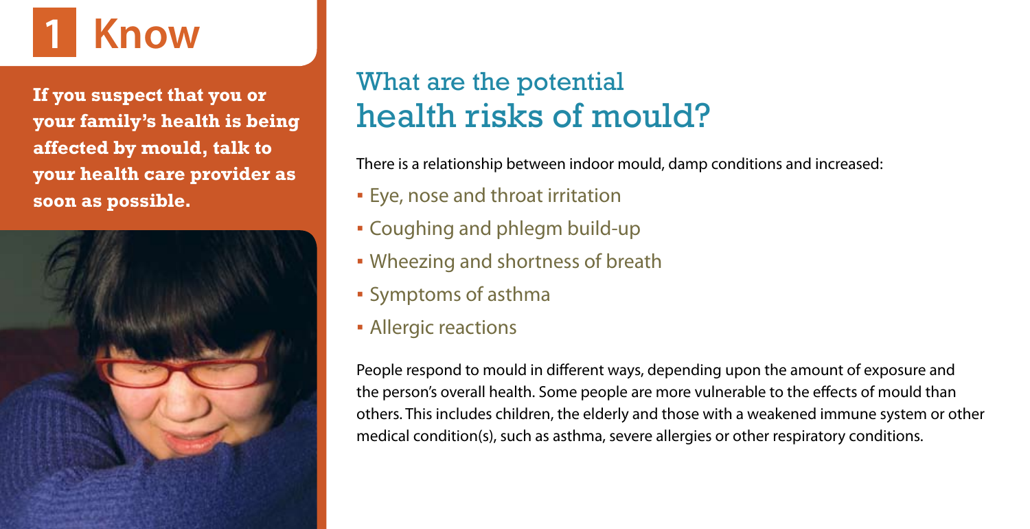# 1 Know

**If you suspect that you or your family's health is being affected by mould, talk to your health care provider as soon as possible.**

## What are the potential health risks of mould?

There is a relationship between indoor mould, damp conditions and increased:

- Eye, nose and throat irritation
- Coughing and phlegm build-up
- Wheezing and shortness of breath
- Symptoms of asthma
- Allergic reactions

People respond to mould in different ways, depending upon the amount of exposure and the person's overall health. Some people are more vulnerable to the effects of mould than others. This includes children, the elderly and those with a weakened immune system or other medical condition(s), such as asthma, severe allergies or other respiratory conditions.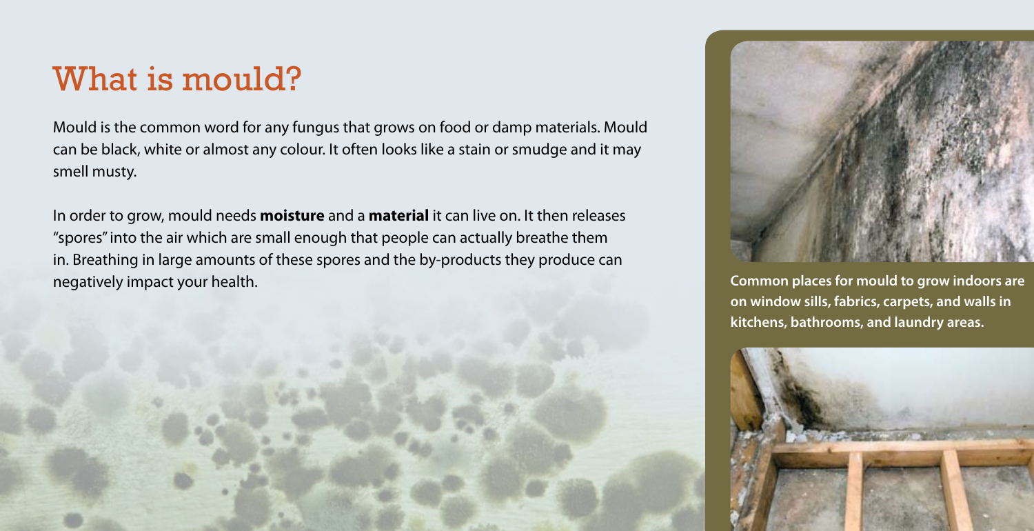# What is mould?

Mould is the common word for any fungus that grows on food or damp materials. Mould can be black, white or almost any colour. It often looks like a stain or smudge and it may smell musty.

In order to grow, mould needs **moisture** and a **material** it can live on. It then releases "spores" into the air which are small enough that people can actually breathe them in. Breathing in large amounts of these spores and the by-products they produce can negatively impact your health.

**Common places for mould to grow indoors are on window sills, fabrics, carpets, and walls in kitchens, bathrooms, and laundry areas.**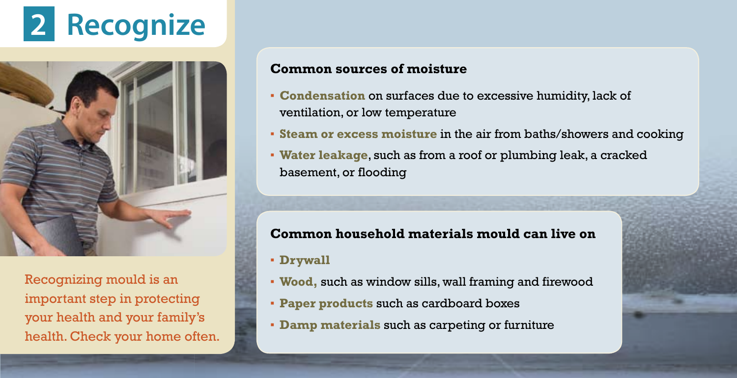# 2 Recognize

Recognizing mould is an important step in protecting your health and your family's health. Check your home often.

### Common sources of moisture

- **Condensation** on surfaces due to excessive humidity, lack of ventilation, or low temperature
- **Steam or excess moisture** in the air from baths/showers and cooking
- **Water leakage**, such as from a roof or plumbing leak, a cracked basement, or flooding

### Common household materials mould can live on

- **Drywall**
- **Wood,** such as window sills, wall framing and firewood
- **Paper products** such as cardboard boxes
- **Damp materials** such as carpeting or furniture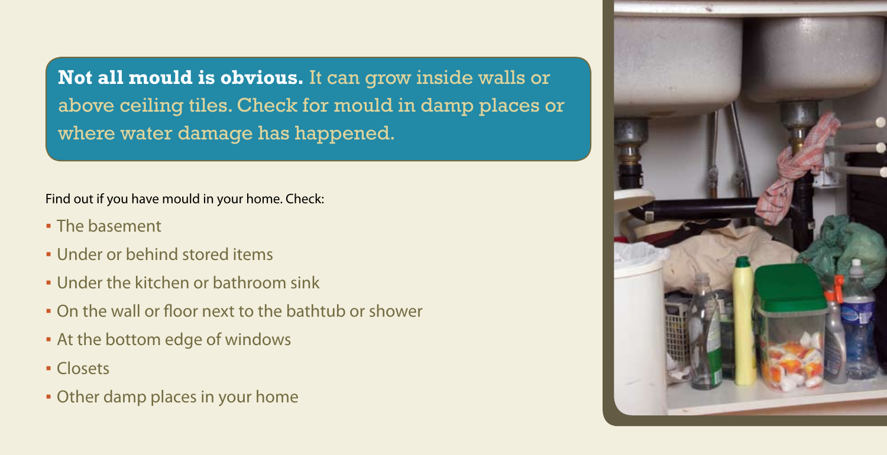**Not all mould is obvious.** It can grow inside walls or above ceiling tiles. Check for mould in damp places or where water damage has happened.

Find out if you have mould in your home. Check:

- The basement
- Under or behind stored items
- Under the kitchen or bathroom sink
- On the wall or floor next to the bathtub or shower
- At the bottom edge of windows
- Closets
- Other damp places in your home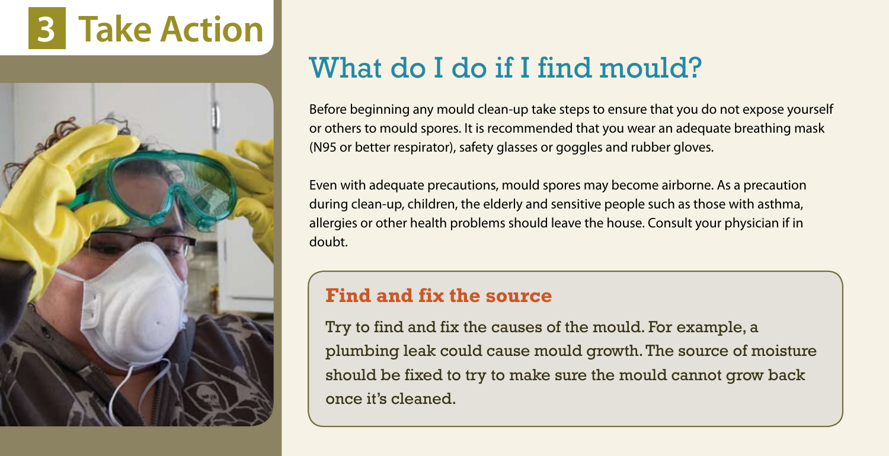# 3 Take Action

## What do I do if I find mould?

Before beginning any mould clean-up take steps to ensure that you do not expose yourself or others to mould spores. It is recommended that you wear an adequate breathing mask (N95 or better respirator), safety glasses or goggles and rubber gloves.

Even with adequate precautions, mould spores may become airborne. As a precaution during clean-up, children, the elderly and sensitive people such as those with asthma, allergies or other health problems should leave the house. Consult your physician if in doubt.

### Find and fix the source

Try to find and fix the causes of the mould. For example, a plumbing leak could cause mould growth. The source of moisture should be fixed to try to make sure the mould cannot grow back once it's cleaned.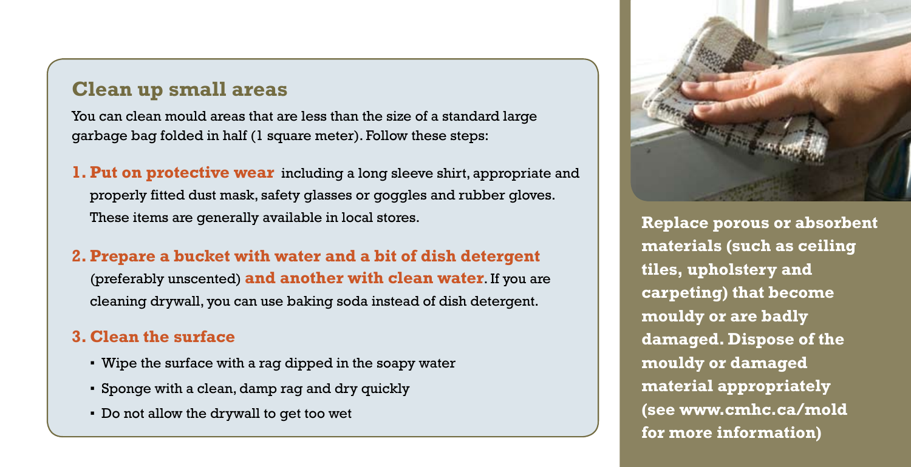## Clean up small areas

You can clean mould areas that are less than the size of a standard large garbage bag folded in half (1 square meter). Follow these steps:

1. **Put on protective wear** including a long sleeve shirt, appropriate and properly fitted dust mask, safety glasses or goggles and rubber gloves. These items are generally available in local stores.

2. **Prepare a bucket with water and a bit of dish detergent** (preferably unscented) **and another with clean water**. If you are cleaning drywall, you can use baking soda instead of dish detergent.

3. **Clean the surface**
   - Wipe the surface with a rag dipped in the soapy water
   - Sponge with a clean, damp rag and dry quickly
   - Do not allow the drywall to get too wet

**Replace porous or absorbent materials (such as ceiling tiles, upholstery and carpeting) that become mouldy or are badly damaged. Dispose of the mouldy or damaged material appropriately (see www.cmhc.ca/mold for more information)**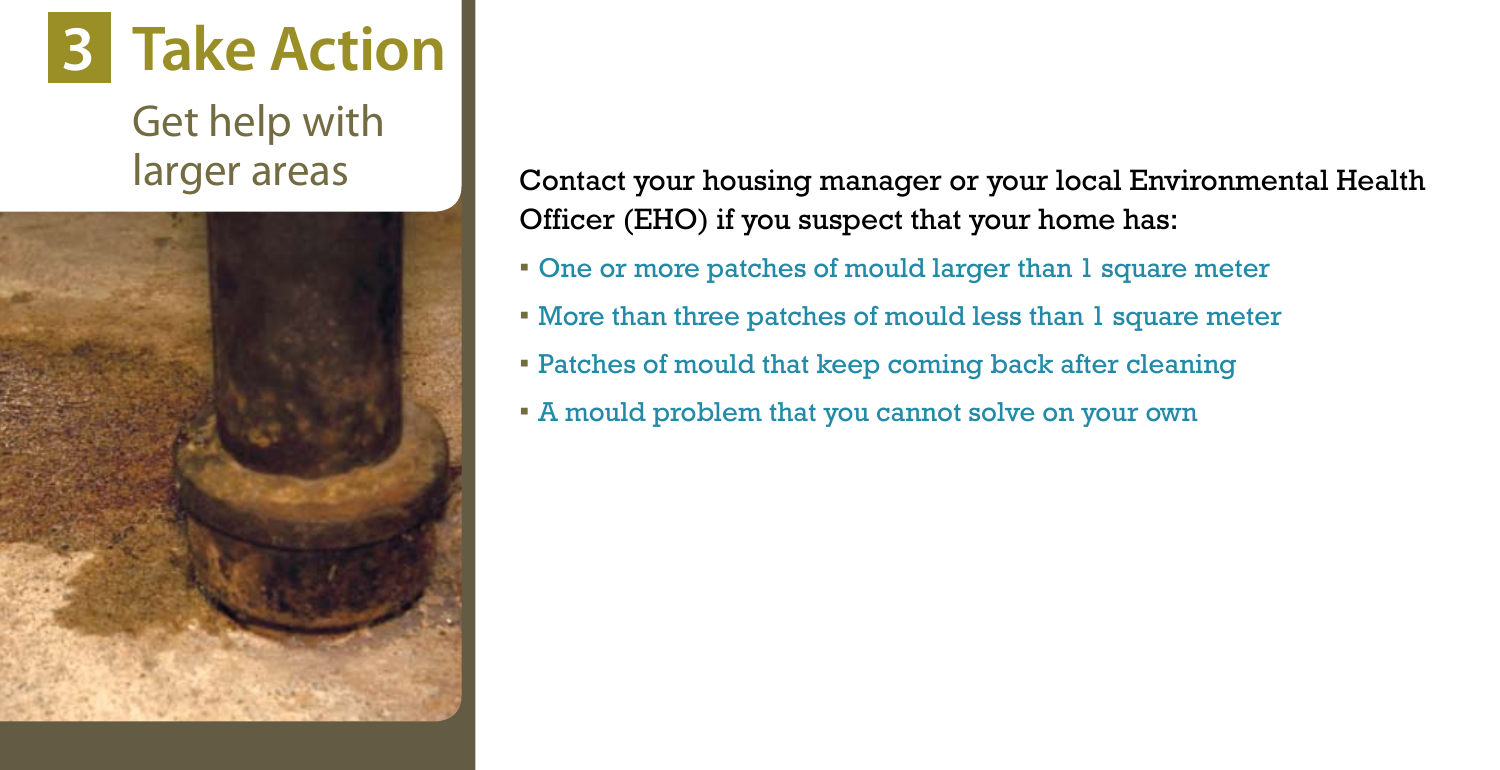## 3 Take Action

### Get help with larger areas

Contact your housing manager or your local Environmental Health Officer (EHO) if you suspect that your home has:

- One or more patches of mould larger than 1 square meter
- More than three patches of mould less than 1 square meter
- Patches of mould that keep coming back after cleaning
- A mould problem that you cannot solve on your own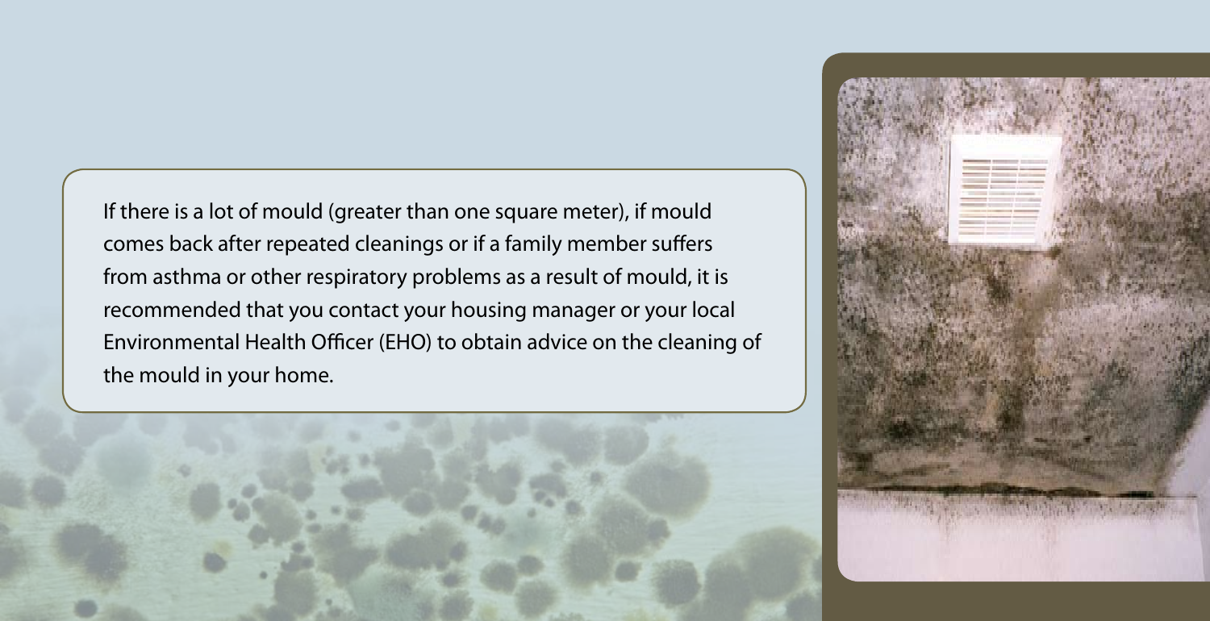If there is a lot of mould (greater than one square meter), if mould comes back after repeated cleanings or if a family member suffers from asthma or other respiratory problems as a result of mould, it is recommended that you contact your housing manager or your local Environmental Health Officer (EHO) to obtain advice on the cleaning of the mould in your home.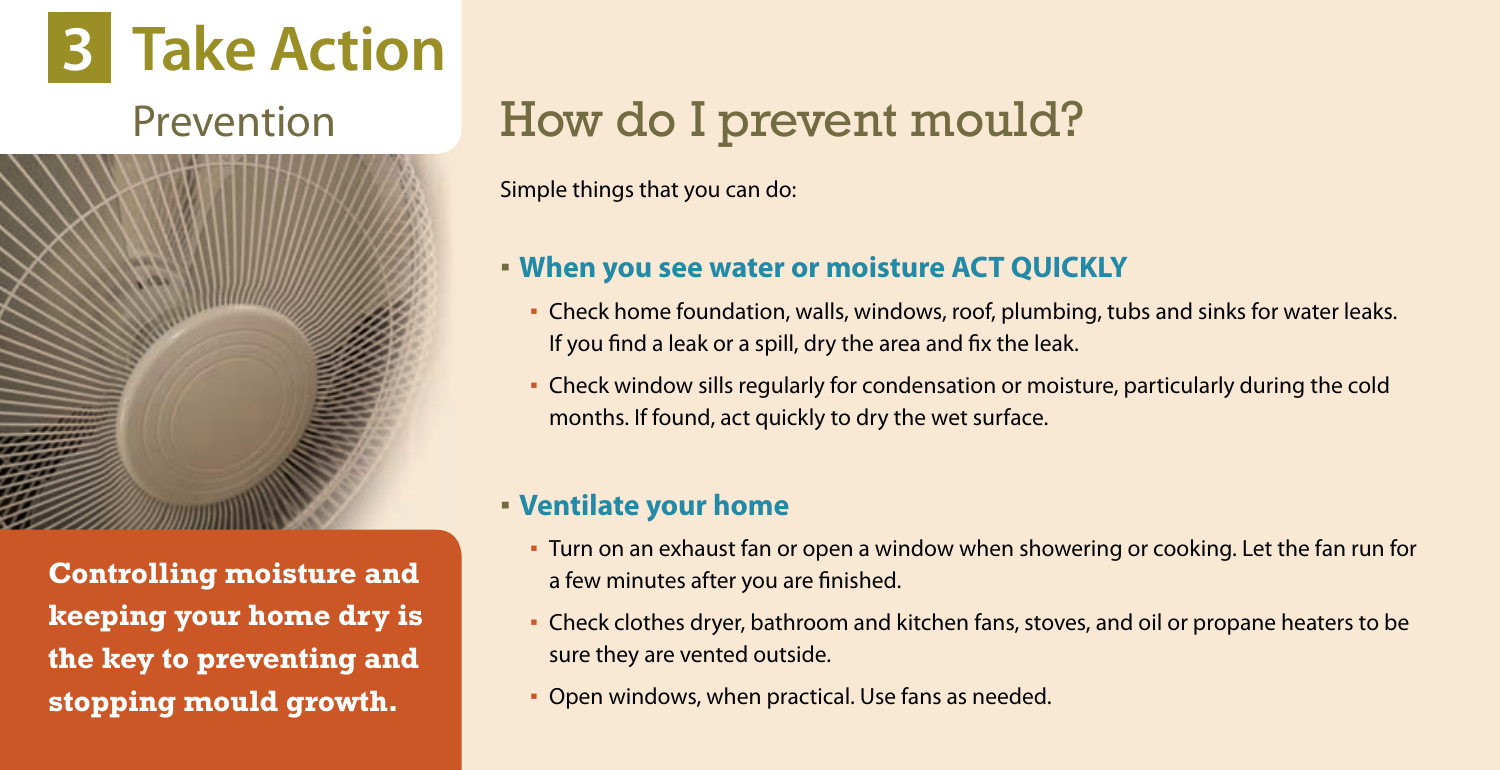# 3 Take Action

## Prevention

**Controlling moisture and keeping your home dry is the key to preventing and stopping mould growth.**

# How do I prevent mould?

Simple things that you can do:

- **When you see water or moisture ACT QUICKLY**
  - Check home foundation, walls, windows, roof, plumbing, tubs and sinks for water leaks. If you find a leak or a spill, dry the area and fix the leak.
  - Check window sills regularly for condensation or moisture, particularly during the cold months. If found, act quickly to dry the wet surface.

- **Ventilate your home**
  - Turn on an exhaust fan or open a window when showering or cooking. Let the fan run for a few minutes after you are finished.
  - Check clothes dryer, bathroom and kitchen fans, stoves, and oil or propane heaters to be sure they are vented outside.
  - Open windows, when practical. Use fans as needed.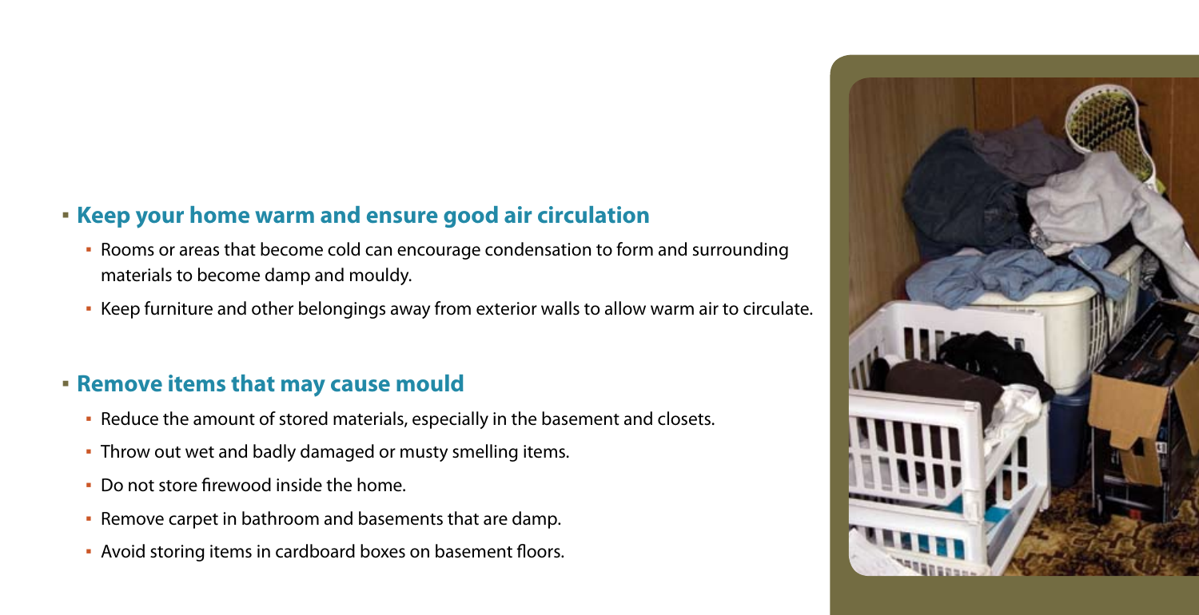## Keep your home warm and ensure good air circulation

- Rooms or areas that become cold can encourage condensation to form and surrounding materials to become damp and mouldy.
- Keep furniture and other belongings away from exterior walls to allow warm air to circulate.

## Remove items that may cause mould

- Reduce the amount of stored materials, especially in the basement and closets.
- Throw out wet and badly damaged or musty smelling items.
- Do not store firewood inside the home.
- Remove carpet in bathroom and basements that are damp.
- Avoid storing items in cardboard boxes on basement floors.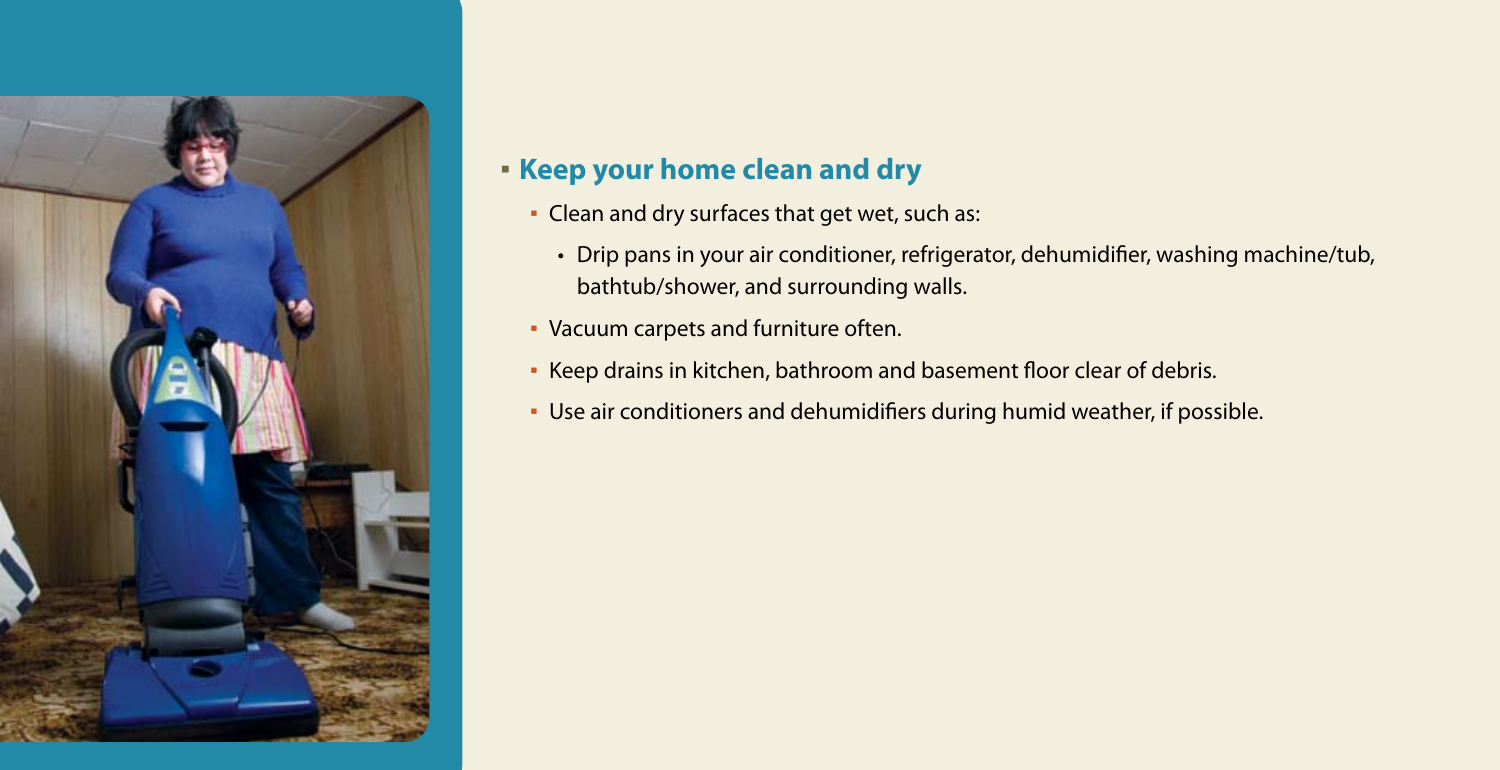## Keep your home clean and dry

- Clean and dry surfaces that get wet, such as:
  - Drip pans in your air conditioner, refrigerator, dehumidifier, washing machine/tub, bathtub/shower, and surrounding walls.
- Vacuum carpets and furniture often.
- Keep drains in kitchen, bathroom and basement floor clear of debris.
- Use air conditioners and dehumidifiers during humid weather, if possible.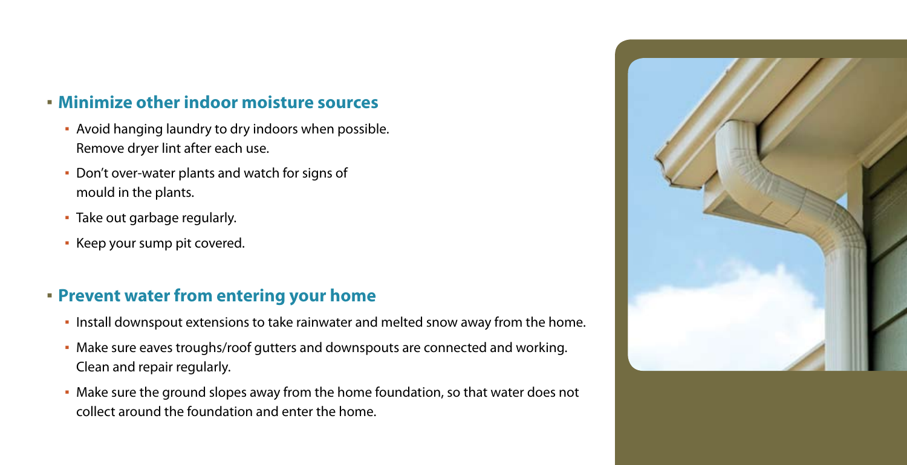- **Minimize other indoor moisture sources**
  - Avoid hanging laundry to dry indoors when possible. Remove dryer lint after each use.
  - Don't over-water plants and watch for signs of mould in the plants.
  - Take out garbage regularly.
  - Keep your sump pit covered.

- **Prevent water from entering your home**
  - Install downspout extensions to take rainwater and melted snow away from the home.
  - Make sure eaves troughs/roof gutters and downspouts are connected and working. Clean and repair regularly.
  - Make sure the ground slopes away from the home foundation, so that water does not collect around the foundation and enter the home.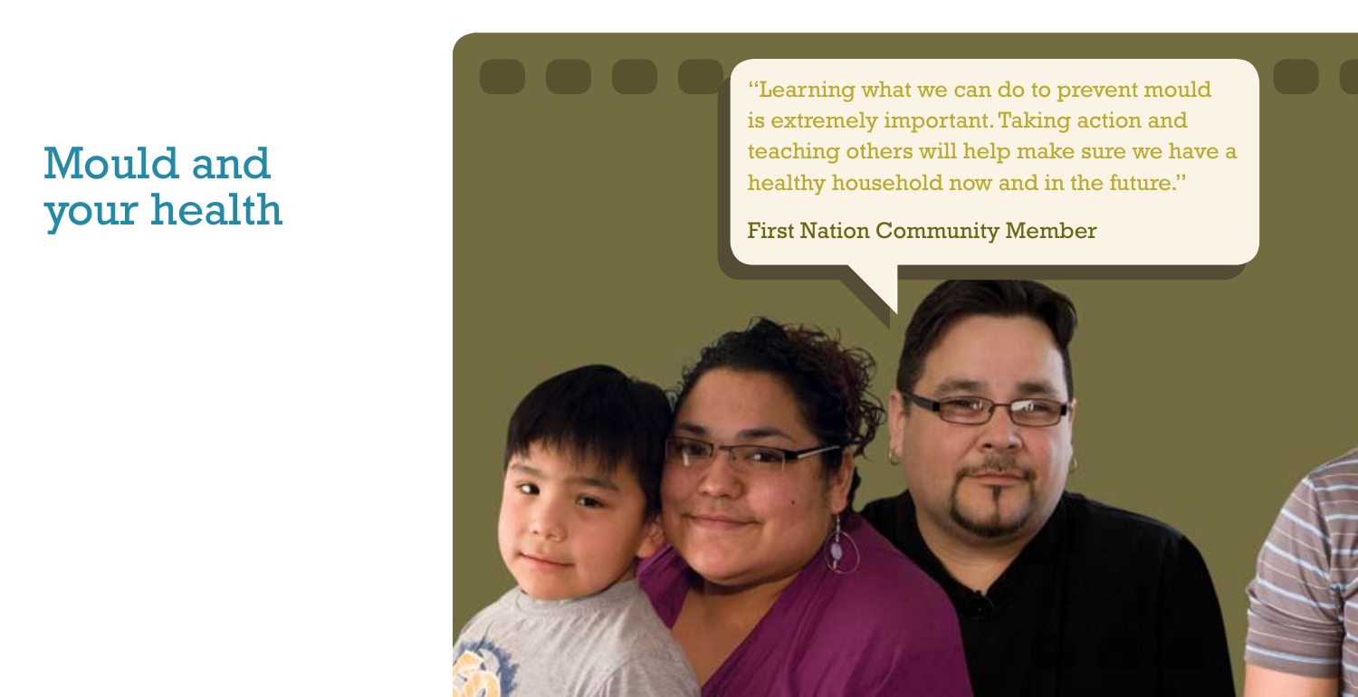# Mould and your health

"Learning what we can do to prevent mould is extremely important. Taking action and teaching others will help make sure we have a healthy household now and in the future."

First Nation Community Member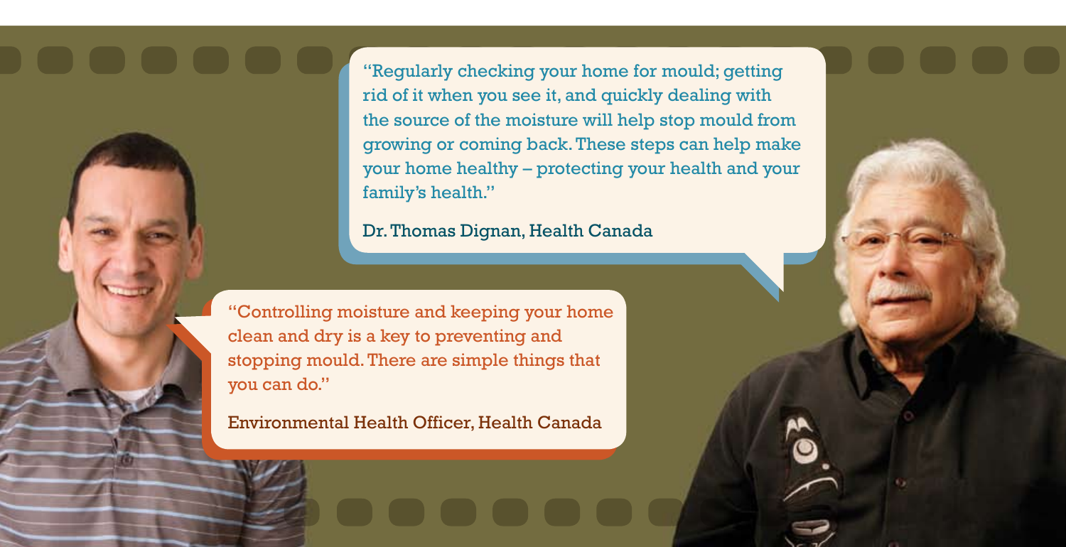"Regularly checking your home for mould; getting rid of it when you see it, and quickly dealing with the source of the moisture will help stop mould from growing or coming back. These steps can help make your home healthy – protecting your health and your family's health."

Dr. Thomas Dignan, Health Canada

"Controlling moisture and keeping your home clean and dry is a key to preventing and stopping mould. There are simple things that you can do."

Environmental Health Officer, Health Canada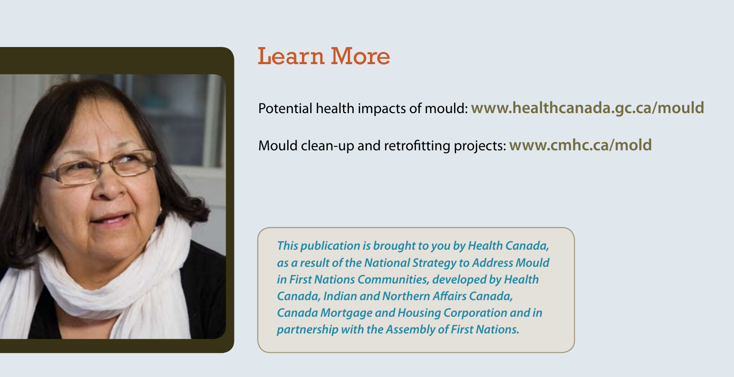## Learn More

Potential health impacts of mould: **www.healthcanada.gc.ca/mould**

Mould clean-up and retrofitting projects: **www.cmhc.ca/mold**

***This publication is brought to you by Health Canada, as a result of the National Strategy to Address Mould in First Nations Communities, developed by Health Canada, Indian and Northern Affairs Canada, Canada Mortgage and Housing Corporation and in partnership with the Assembly of First Nations.***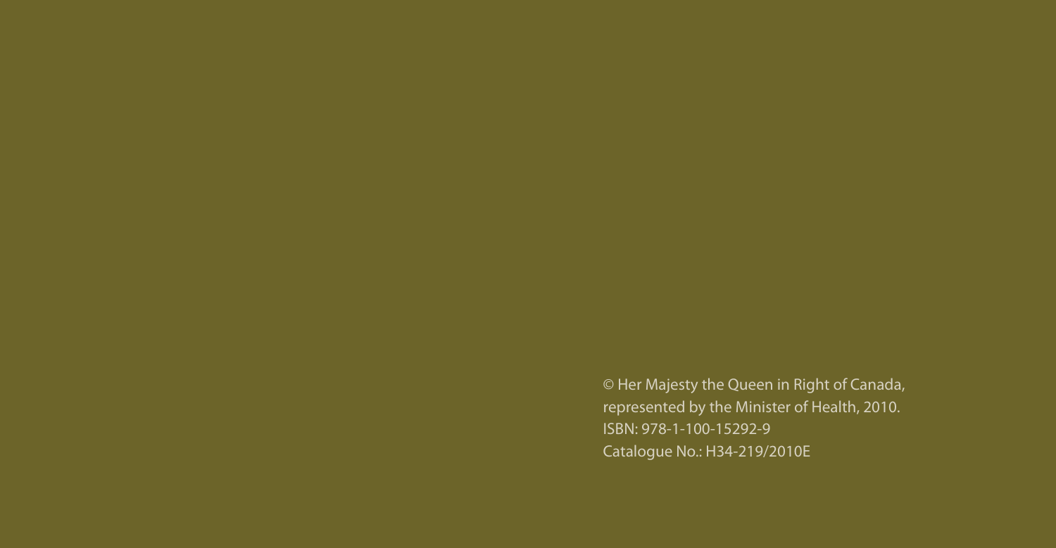© Her Majesty the Queen in Right of Canada,
represented by the Minister of Health, 2010.
ISBN: 978-1-100-15292-9
Catalogue No.: H34-219/2010E